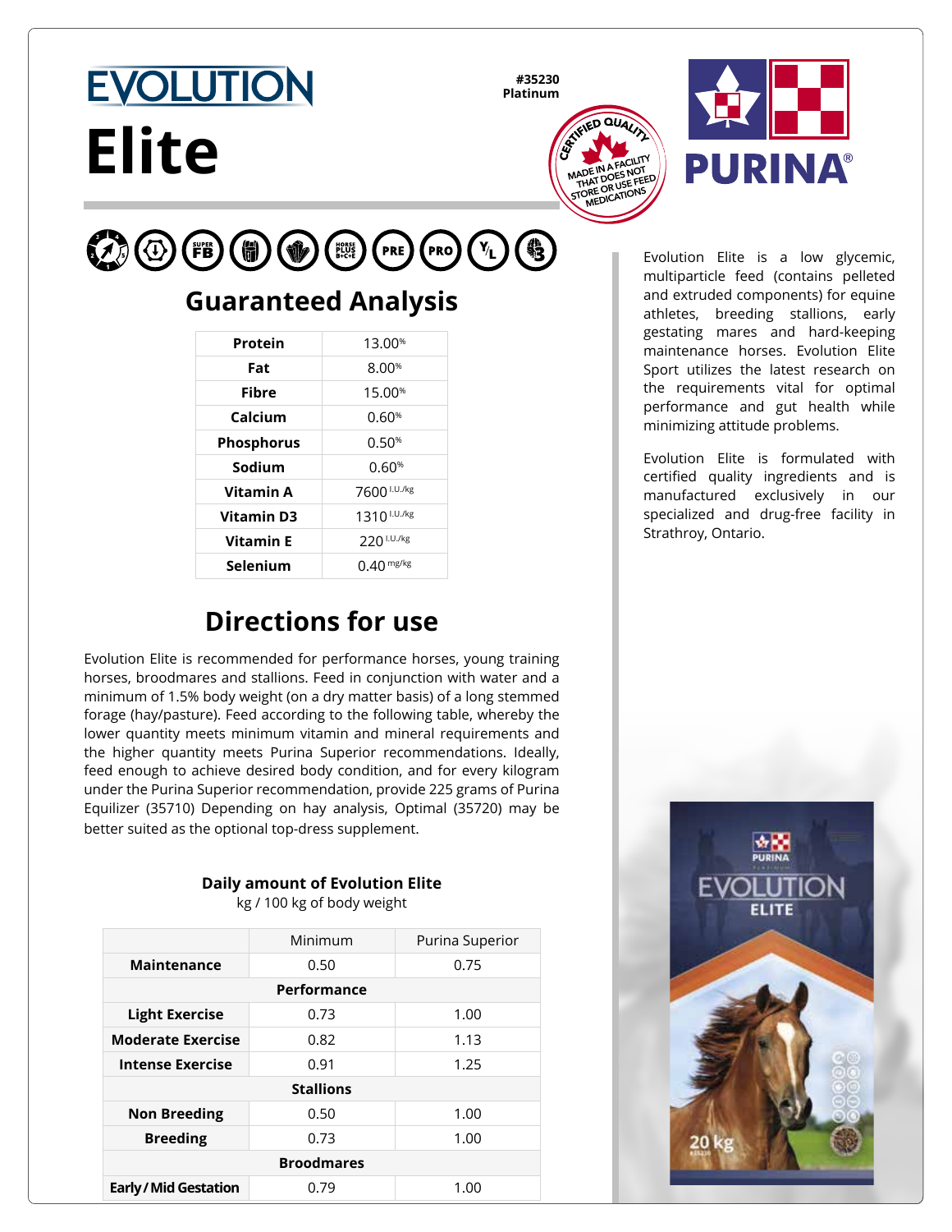# EVOLUTION

# Elite

**#35230**
**Platinum**

CERTIFIED QUALITY
MADE IN A FACILITY THAT DOES NOT STORE OR USE FEED MEDICATIONS

PURINA®

## Guaranteed Analysis

| | |
|---|---|
| **Protein** | 13.00% |
| **Fat** | 8.00% |
| **Fibre** | 15.00% |
| **Calcium** | 0.60% |
| **Phosphorus** | 0.50% |
| **Sodium** | 0.60% |
| **Vitamin A** | 7600 I.U./kg |
| **Vitamin D3** | 1310 I.U./kg |
| **Vitamin E** | 220 I.U./kg |
| **Selenium** | 0.40 mg/kg |

## Directions for use

Evolution Elite is recommended for performance horses, young training horses, broodmares and stallions. Feed in conjunction with water and a minimum of 1.5% body weight (on a dry matter basis) of a long stemmed forage (hay/pasture). Feed according to the following table, whereby the lower quantity meets minimum vitamin and mineral requirements and the higher quantity meets Purina Superior recommendations. Ideally, feed enough to achieve desired body condition, and for every kilogram under the Purina Superior recommendation, provide 225 grams of Purina Equilizer (35710) Depending on hay analysis, Optimal (35720) may be better suited as the optional top-dress supplement.

**Daily amount of Evolution Elite**
kg / 100 kg of body weight

| | Minimum | Purina Superior |
|---|---|---|
| **Maintenance** | 0.50 | 0.75 |
| **Performance** | | |
| **Light Exercise** | 0.73 | 1.00 |
| **Moderate Exercise** | 0.82 | 1.13 |
| **Intense Exercise** | 0.91 | 1.25 |
| **Stallions** | | |
| **Non Breeding** | 0.50 | 1.00 |
| **Breeding** | 0.73 | 1.00 |
| **Broodmares** | | |
| **Early / Mid Gestation** | 0.79 | 1.00 |

Evolution Elite is a low glycemic, multiparticle feed (contains pelleted and extruded components) for equine athletes, breeding stallions, early gestating mares and hard-keeping maintenance horses. Evolution Elite Sport utilizes the latest research on the requirements vital for optimal performance and gut health while minimizing attitude problems.

Evolution Elite is formulated with certified quality ingredients and is manufactured exclusively in our specialized and drug-free facility in Strathroy, Ontario.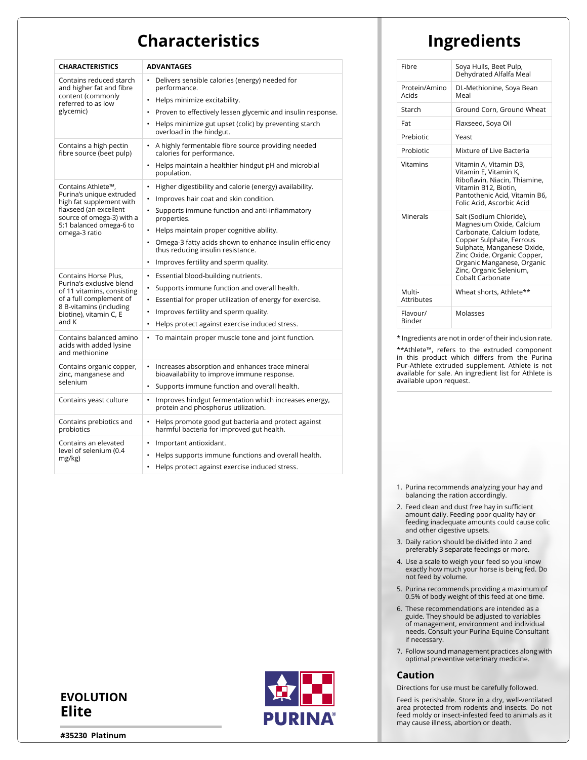# Characteristics

| CHARACTERISTICS | ADVANTAGES |
|---|---|
| Contains reduced starch and higher fat and fibre content (commonly referred to as low glycemic) | • Delivers sensible calories (energy) needed for performance.<br>• Helps minimize excitability.<br>• Proven to effectively lessen glycemic and insulin response.<br>• Helps minimize gut upset (colic) by preventing starch overload in the hindgut. |
| Contains a high pectin fibre source (beet pulp) | • A highly fermentable fibre source providing needed calories for performance.<br>• Helps maintain a healthier hindgut pH and microbial population. |
| Contains Athlete™, Purina's unique extruded high fat supplement with flaxseed (an excellent source of omega-3) with a 5:1 balanced omega-6 to omega-3 ratio | • Higher digestibility and calorie (energy) availability.<br>• Improves hair coat and skin condition.<br>• Supports immune function and anti-inflammatory properties.<br>• Helps maintain proper cognitive ability.<br>• Omega-3 fatty acids shown to enhance insulin efficiency thus reducing insulin resistance.<br>• Improves fertility and sperm quality. |
| Contains Horse Plus, Purina's exclusive blend of 11 vitamins, consisting of a full complement of 8 B-vitamins (including biotine), vitamin C, E and K | • Essential blood-building nutrients.<br>• Supports immune function and overall health.<br>• Essential for proper utilization of energy for exercise.<br>• Improves fertility and sperm quality.<br>• Helps protect against exercise induced stress. |
| Contains balanced amino acids with added lysine and methionine | • To maintain proper muscle tone and joint function. |
| Contains organic copper, zinc, manganese and selenium | • Increases absorption and enhances trace mineral bioavailability to improve immune response.<br>• Supports immune function and overall health. |
| Contains yeast culture | • Improves hindgut fermentation which increases energy, protein and phosphorus utilization. |
| Contains prebiotics and probiotics | • Helps promote good gut bacteria and protect against harmful bacteria for improved gut health. |
| Contains an elevated level of selenium (0.4 mg/kg) | • Important antioxidant.<br>• Helps supports immune functions and overall health.<br>• Helps protect against exercise induced stress. |

**EVOLUTION**
**Elite**

**#35230 Platinum**

# Ingredients

| | |
|---|---|
| Fibre | Soya Hulls, Beet Pulp, Dehydrated Alfalfa Meal |
| Protein/Amino Acids | DL-Methionine, Soya Bean Meal |
| Starch | Ground Corn, Ground Wheat |
| Fat | Flaxseed, Soya Oil |
| Prebiotic | Yeast |
| Probiotic | Mixture of Live Bacteria |
| Vitamins | Vitamin A, Vitamin D3, Vitamin E, Vitamin K, Riboflavin, Niacin, Thiamine, Vitamin B12, Biotin, Pantothenic Acid, Vitamin B6, Folic Acid, Ascorbic Acid |
| Minerals | Salt (Sodium Chloride), Magnesium Oxide, Calcium Carbonate, Calcium Iodate, Copper Sulphate, Ferrous Sulphate, Manganese Oxide, Zinc Oxide, Organic Copper, Organic Manganese, Organic Zinc, Organic Selenium, Cobalt Carbonate |
| Multi-Attributes | Wheat shorts, Athlete** |
| Flavour/ Binder | Molasses |

* Ingredients are not in order of their inclusion rate.

**Athlete™, refers to the extruded component in this product which differs from the Purina Pur-Athlete extruded supplement. Athlete is not available for sale. An ingredient list for Athlete is available upon request.

1. Purina recommends analyzing your hay and balancing the ration accordingly.
2. Feed clean and dust free hay in sufficient amount daily. Feeding poor quality hay or feeding inadequate amounts could cause colic and other digestive upsets.
3. Daily ration should be divided into 2 and preferably 3 separate feedings or more.
4. Use a scale to weigh your feed so you know exactly how much your horse is being fed. Do not feed by volume.
5. Purina recommends providing a maximum of 0.5% of body weight of this feed at one time.
6. These recommendations are intended as a guide. They should be adjusted to variables of management, environment and individual needs. Consult your Purina Equine Consultant if necessary.
7. Follow sound management practices along with optimal preventive veterinary medicine.

## Caution

Directions for use must be carefully followed.

Feed is perishable. Store in a dry, well-ventilated area protected from rodents and insects. Do not feed moldy or insect-infested feed to animals as it may cause illness, abortion or death.